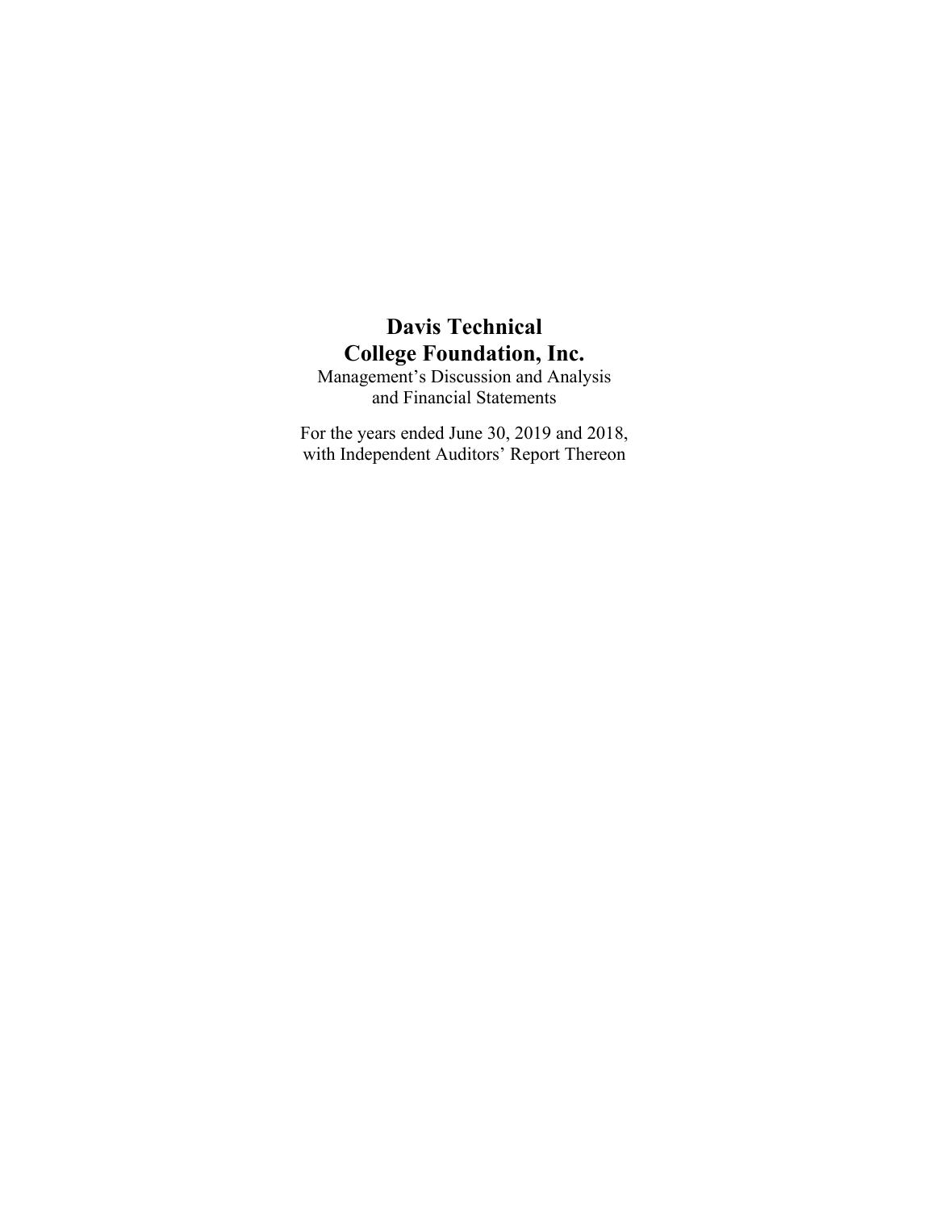# Davis Technical College Foundation, Inc.

Management's Discussion and Analysis
and Financial Statements

For the years ended June 30, 2019 and 2018,
with Independent Auditors' Report Thereon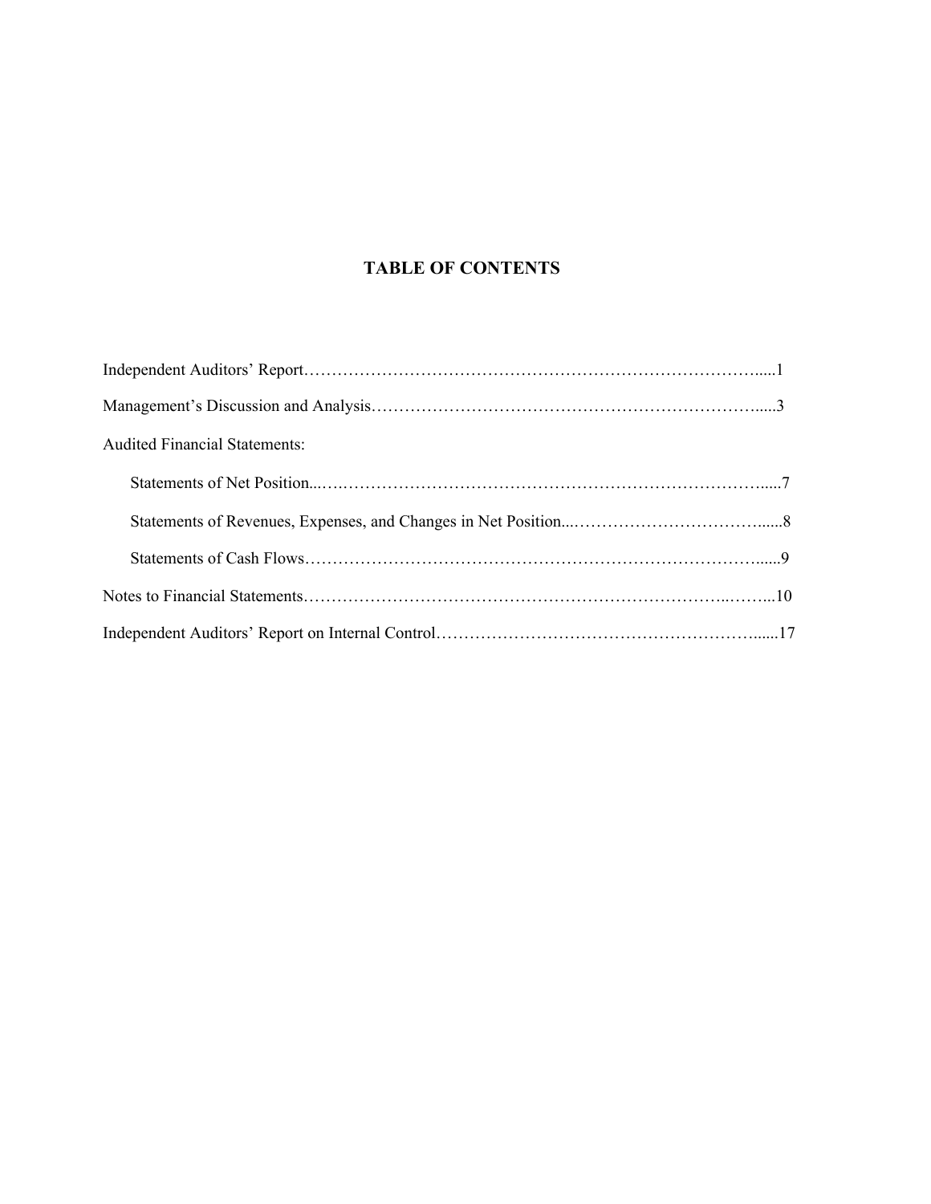# TABLE OF CONTENTS

Independent Auditors' Report………………………………………………………………………….....1

Management's Discussion and Analysis……………………………………………………………….....3

Audited Financial Statements:

- Statements of Net Position...……………………………………………………………………….....7
- Statements of Revenues, Expenses, and Changes in Net Position...……………………………….....8
- Statements of Cash Flows……………………………………………………………………….....9

Notes to Financial Statements……………………………………………………………………..……...10

Independent Auditors' Report on Internal Control………………………………………………….....17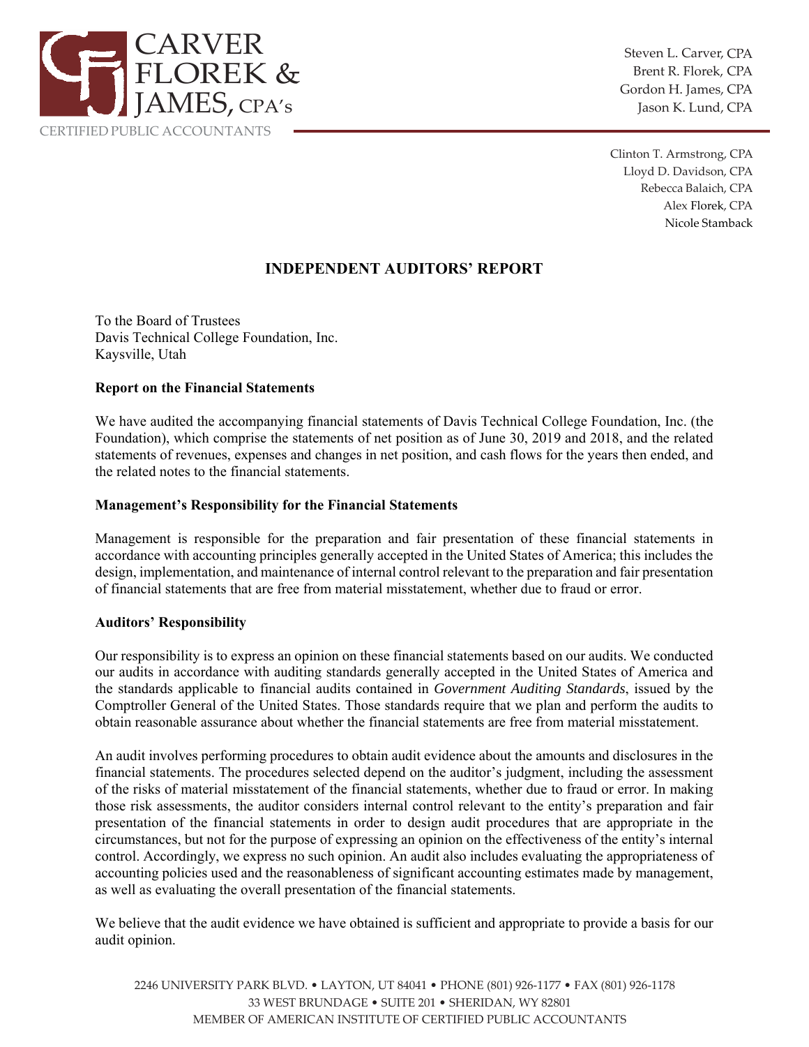CARVER FLOREK & JAMES, CPA's
CERTIFIED PUBLIC ACCOUNTANTS

Steven L. Carver, CPA
Brent R. Florek, CPA
Gordon H. James, CPA
Jason K. Lund, CPA

Clinton T. Armstrong, CPA
Lloyd D. Davidson, CPA
Rebecca Balaich, CPA
Alex Florek, CPA
Nicole Stamback

# INDEPENDENT AUDITORS' REPORT

To the Board of Trustees
Davis Technical College Foundation, Inc.
Kaysville, Utah

**Report on the Financial Statements**

We have audited the accompanying financial statements of Davis Technical College Foundation, Inc. (the Foundation), which comprise the statements of net position as of June 30, 2019 and 2018, and the related statements of revenues, expenses and changes in net position, and cash flows for the years then ended, and the related notes to the financial statements.

**Management's Responsibility for the Financial Statements**

Management is responsible for the preparation and fair presentation of these financial statements in accordance with accounting principles generally accepted in the United States of America; this includes the design, implementation, and maintenance of internal control relevant to the preparation and fair presentation of financial statements that are free from material misstatement, whether due to fraud or error.

**Auditors' Responsibility**

Our responsibility is to express an opinion on these financial statements based on our audits. We conducted our audits in accordance with auditing standards generally accepted in the United States of America and the standards applicable to financial audits contained in *Government Auditing Standards*, issued by the Comptroller General of the United States. Those standards require that we plan and perform the audits to obtain reasonable assurance about whether the financial statements are free from material misstatement.

An audit involves performing procedures to obtain audit evidence about the amounts and disclosures in the financial statements. The procedures selected depend on the auditor's judgment, including the assessment of the risks of material misstatement of the financial statements, whether due to fraud or error. In making those risk assessments, the auditor considers internal control relevant to the entity's preparation and fair presentation of the financial statements in order to design audit procedures that are appropriate in the circumstances, but not for the purpose of expressing an opinion on the effectiveness of the entity's internal control. Accordingly, we express no such opinion. An audit also includes evaluating the appropriateness of accounting policies used and the reasonableness of significant accounting estimates made by management, as well as evaluating the overall presentation of the financial statements.

We believe that the audit evidence we have obtained is sufficient and appropriate to provide a basis for our audit opinion.

2246 UNIVERSITY PARK BLVD. • LAYTON, UT 84041 • PHONE (801) 926-1177 • FAX (801) 926-1178
33 WEST BRUNDAGE • SUITE 201 • SHERIDAN, WY 82801
MEMBER OF AMERICAN INSTITUTE OF CERTIFIED PUBLIC ACCOUNTANTS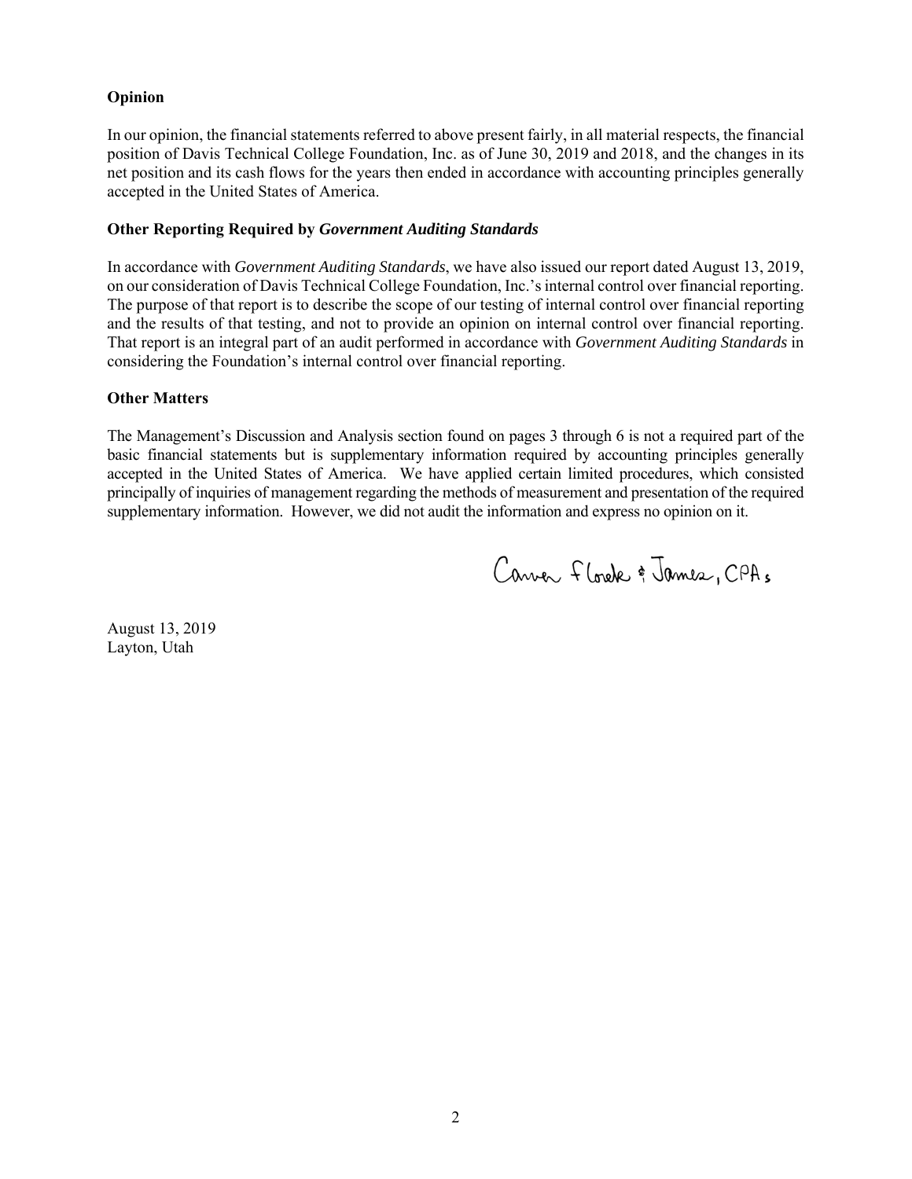**Opinion**

In our opinion, the financial statements referred to above present fairly, in all material respects, the financial position of Davis Technical College Foundation, Inc. as of June 30, 2019 and 2018, and the changes in its net position and its cash flows for the years then ended in accordance with accounting principles generally accepted in the United States of America.

**Other Reporting Required by *Government Auditing Standards***

In accordance with *Government Auditing Standards*, we have also issued our report dated August 13, 2019, on our consideration of Davis Technical College Foundation, Inc.'s internal control over financial reporting. The purpose of that report is to describe the scope of our testing of internal control over financial reporting and the results of that testing, and not to provide an opinion on internal control over financial reporting. That report is an integral part of an audit performed in accordance with *Government Auditing Standards* in considering the Foundation's internal control over financial reporting.

**Other Matters**

The Management's Discussion and Analysis section found on pages 3 through 6 is not a required part of the basic financial statements but is supplementary information required by accounting principles generally accepted in the United States of America. We have applied certain limited procedures, which consisted principally of inquiries of management regarding the methods of measurement and presentation of the required supplementary information. However, we did not audit the information and express no opinion on it.

Carver Florek & James, CPAs

August 13, 2019
Layton, Utah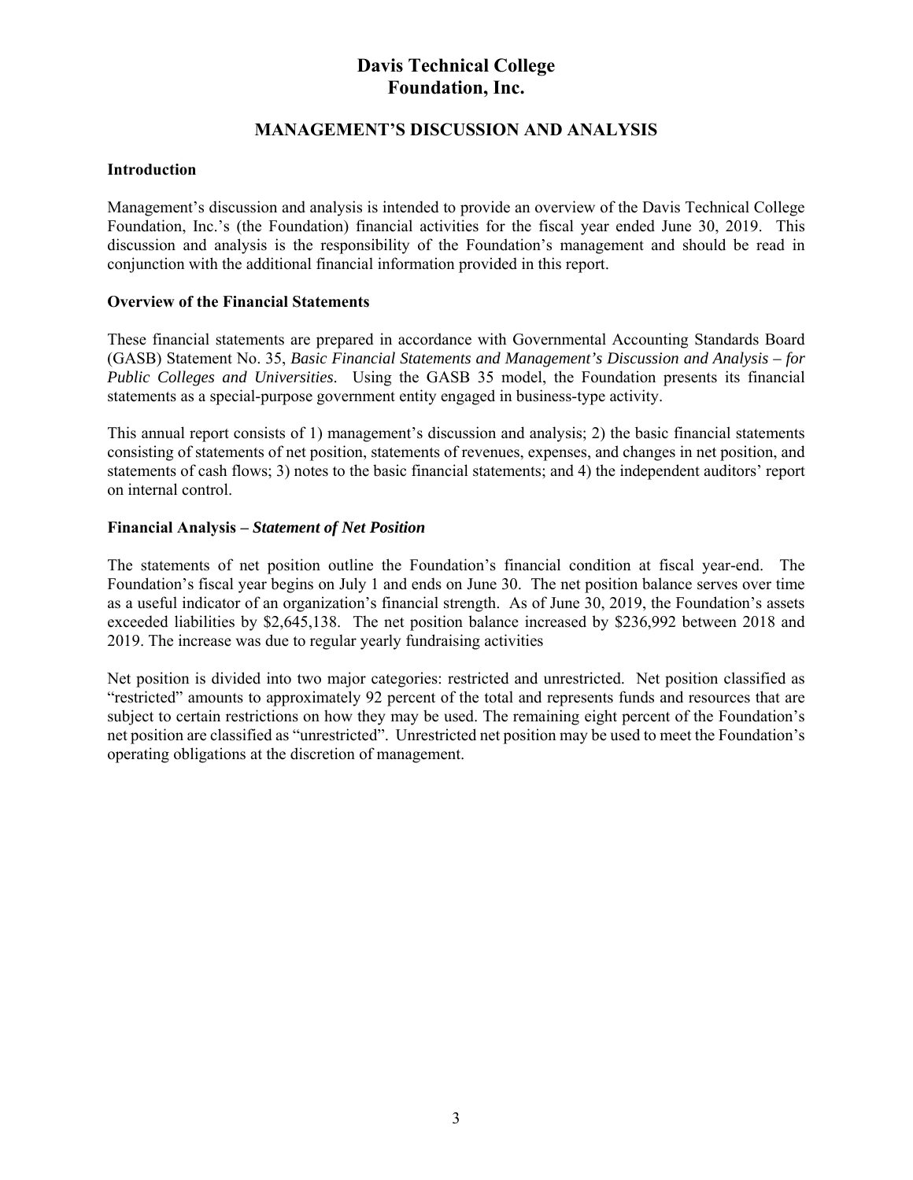# Davis Technical College Foundation, Inc.

## MANAGEMENT'S DISCUSSION AND ANALYSIS

### Introduction

Management's discussion and analysis is intended to provide an overview of the Davis Technical College Foundation, Inc.'s (the Foundation) financial activities for the fiscal year ended June 30, 2019. This discussion and analysis is the responsibility of the Foundation's management and should be read in conjunction with the additional financial information provided in this report.

### Overview of the Financial Statements

These financial statements are prepared in accordance with Governmental Accounting Standards Board (GASB) Statement No. 35, *Basic Financial Statements and Management's Discussion and Analysis – for Public Colleges and Universities*. Using the GASB 35 model, the Foundation presents its financial statements as a special-purpose government entity engaged in business-type activity.

This annual report consists of 1) management's discussion and analysis; 2) the basic financial statements consisting of statements of net position, statements of revenues, expenses, and changes in net position, and statements of cash flows; 3) notes to the basic financial statements; and 4) the independent auditors' report on internal control.

### Financial Analysis – *Statement of Net Position*

The statements of net position outline the Foundation's financial condition at fiscal year-end. The Foundation's fiscal year begins on July 1 and ends on June 30. The net position balance serves over time as a useful indicator of an organization's financial strength. As of June 30, 2019, the Foundation's assets exceeded liabilities by $2,645,138. The net position balance increased by $236,992 between 2018 and 2019. The increase was due to regular yearly fundraising activities

Net position is divided into two major categories: restricted and unrestricted. Net position classified as "restricted" amounts to approximately 92 percent of the total and represents funds and resources that are subject to certain restrictions on how they may be used. The remaining eight percent of the Foundation's net position are classified as "unrestricted". Unrestricted net position may be used to meet the Foundation's operating obligations at the discretion of management.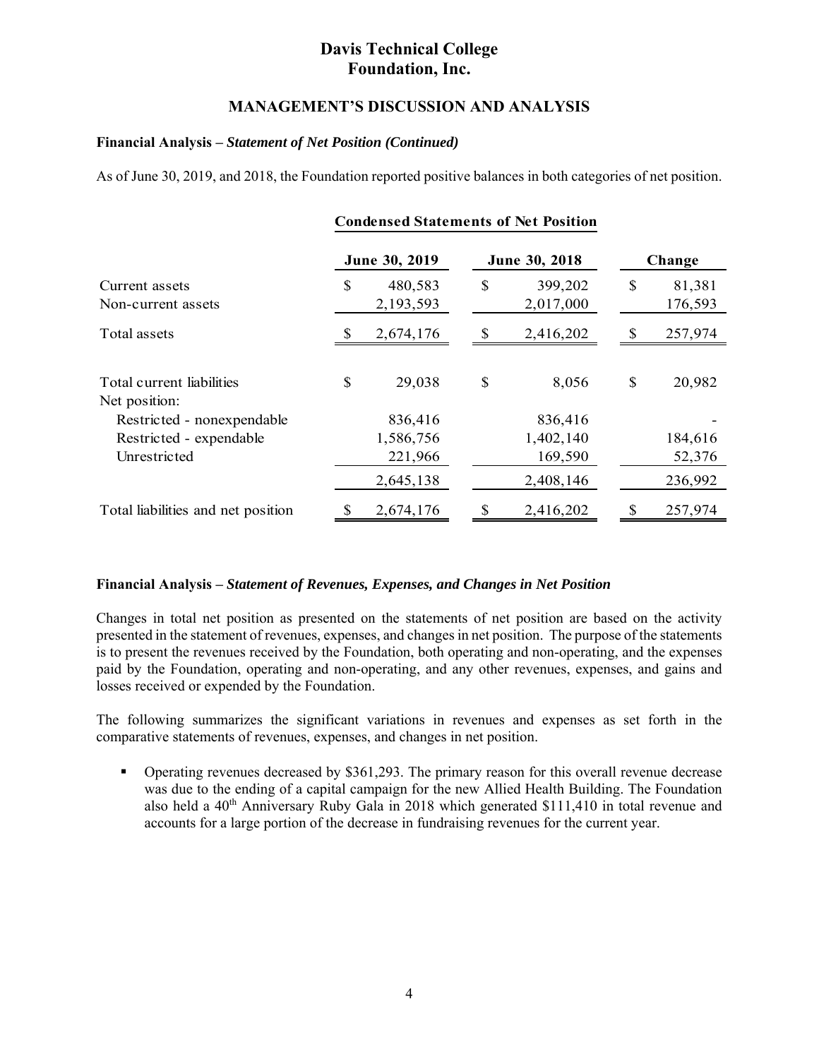# Davis Technical College Foundation, Inc.

## MANAGEMENT'S DISCUSSION AND ANALYSIS

**Financial Analysis – *Statement of Net Position (Continued)***

As of June 30, 2019, and 2018, the Foundation reported positive balances in both categories of net position.

**Condensed Statements of Net Position**

| | June 30, 2019 | June 30, 2018 | Change |
|---|---|---|---|
| Current assets | $ 480,583 | $ 399,202 | $ 81,381 |
| Non-current assets | 2,193,593 | 2,017,000 | 176,593 |
| Total assets | $ 2,674,176 | $ 2,416,202 | $ 257,974 |
| | | | |
| Total current liabilities | $ 29,038 | $ 8,056 | $ 20,982 |
| Net position: | | | |
| Restricted - nonexpendable | 836,416 | 836,416 | - |
| Restricted - expendable | 1,586,756 | 1,402,140 | 184,616 |
| Unrestricted | 221,966 | 169,590 | 52,376 |
| | 2,645,138 | 2,408,146 | 236,992 |
| Total liabilities and net position | $ 2,674,176 | $ 2,416,202 | $ 257,974 |

**Financial Analysis – *Statement of Revenues, Expenses, and Changes in Net Position***

Changes in total net position as presented on the statements of net position are based on the activity presented in the statement of revenues, expenses, and changes in net position. The purpose of the statements is to present the revenues received by the Foundation, both operating and non-operating, and the expenses paid by the Foundation, operating and non-operating, and any other revenues, expenses, and gains and losses received or expended by the Foundation.

The following summarizes the significant variations in revenues and expenses as set forth in the comparative statements of revenues, expenses, and changes in net position.

- Operating revenues decreased by $361,293. The primary reason for this overall revenue decrease was due to the ending of a capital campaign for the new Allied Health Building. The Foundation also held a 40th Anniversary Ruby Gala in 2018 which generated $111,410 in total revenue and accounts for a large portion of the decrease in fundraising revenues for the current year.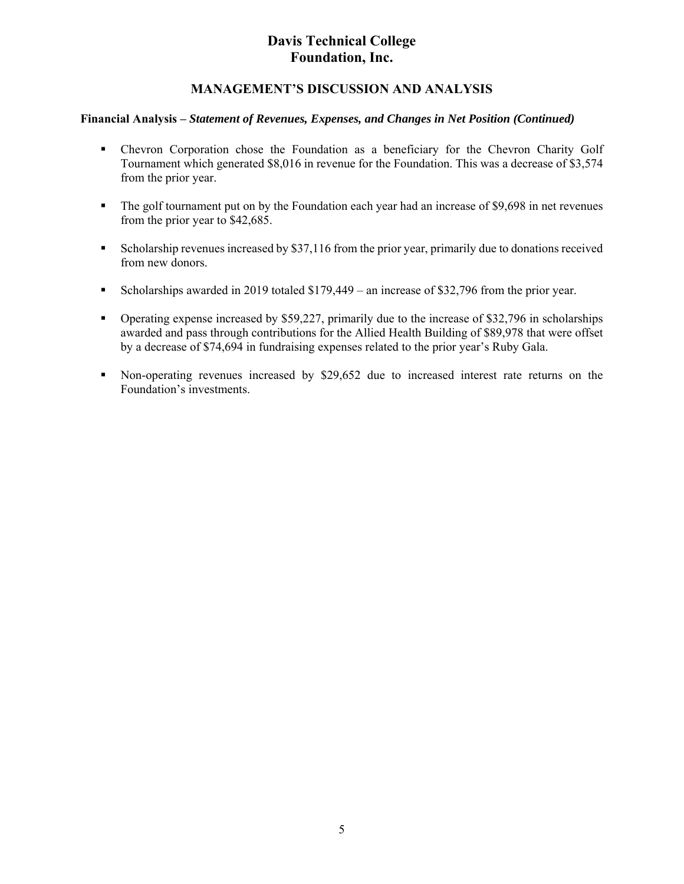# Davis Technical College Foundation, Inc.

## MANAGEMENT'S DISCUSSION AND ANALYSIS

### Financial Analysis – *Statement of Revenues, Expenses, and Changes in Net Position (Continued)*

- Chevron Corporation chose the Foundation as a beneficiary for the Chevron Charity Golf Tournament which generated $8,016 in revenue for the Foundation. This was a decrease of $3,574 from the prior year.
- The golf tournament put on by the Foundation each year had an increase of $9,698 in net revenues from the prior year to $42,685.
- Scholarship revenues increased by $37,116 from the prior year, primarily due to donations received from new donors.
- Scholarships awarded in 2019 totaled $179,449 – an increase of $32,796 from the prior year.
- Operating expense increased by $59,227, primarily due to the increase of $32,796 in scholarships awarded and pass through contributions for the Allied Health Building of $89,978 that were offset by a decrease of $74,694 in fundraising expenses related to the prior year's Ruby Gala.
- Non-operating revenues increased by $29,652 due to increased interest rate returns on the Foundation's investments.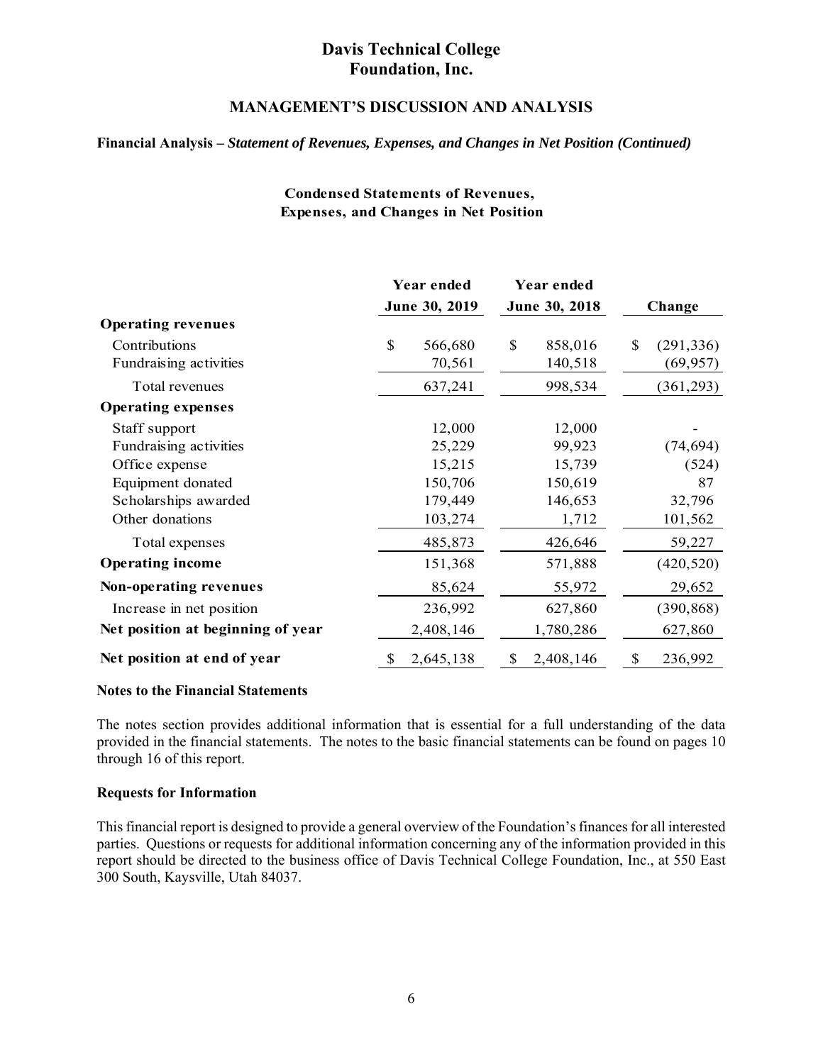# Davis Technical College Foundation, Inc.

## MANAGEMENT'S DISCUSSION AND ANALYSIS

**Financial Analysis –** ***Statement of Revenues, Expenses, and Changes in Net Position (Continued)***

### Condensed Statements of Revenues, Expenses, and Changes in Net Position

| | Year ended June 30, 2019 | Year ended June 30, 2018 | Change |
|---|---|---|---|
| **Operating revenues** | | | |
| Contributions | $ 566,680 | $ 858,016 | $ (291,336) |
| Fundraising activities | 70,561 | 140,518 | (69,957) |
| Total revenues | 637,241 | 998,534 | (361,293) |
| **Operating expenses** | | | |
| Staff support | 12,000 | 12,000 | - |
| Fundraising activities | 25,229 | 99,923 | (74,694) |
| Office expense | 15,215 | 15,739 | (524) |
| Equipment donated | 150,706 | 150,619 | 87 |
| Scholarships awarded | 179,449 | 146,653 | 32,796 |
| Other donations | 103,274 | 1,712 | 101,562 |
| Total expenses | 485,873 | 426,646 | 59,227 |
| **Operating income** | 151,368 | 571,888 | (420,520) |
| **Non-operating revenues** | 85,624 | 55,972 | 29,652 |
| Increase in net position | 236,992 | 627,860 | (390,868) |
| **Net position at beginning of year** | 2,408,146 | 1,780,286 | 627,860 |
| **Net position at end of year** | $ 2,645,138 | $ 2,408,146 | $ 236,992 |

**Notes to the Financial Statements**

The notes section provides additional information that is essential for a full understanding of the data provided in the financial statements. The notes to the basic financial statements can be found on pages 10 through 16 of this report.

**Requests for Information**

This financial report is designed to provide a general overview of the Foundation's finances for all interested parties. Questions or requests for additional information concerning any of the information provided in this report should be directed to the business office of Davis Technical College Foundation, Inc., at 550 East 300 South, Kaysville, Utah 84037.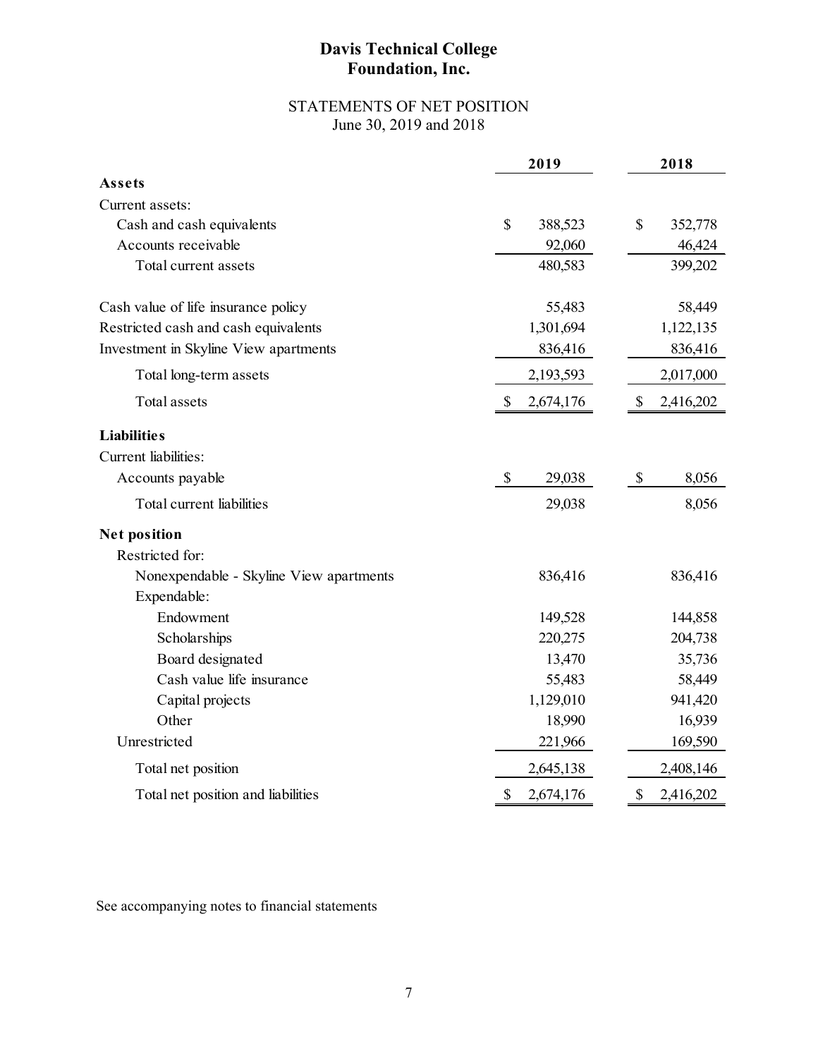# Davis Technical College Foundation, Inc.

## STATEMENTS OF NET POSITION

June 30, 2019 and 2018

| | 2019 | 2018 |
|---|---|---|
| **Assets** | | |
| Current assets: | | |
| Cash and cash equivalents | $ 388,523 | $ 352,778 |
| Accounts receivable | 92,060 | 46,424 |
| Total current assets | 480,583 | 399,202 |
| | | |
| Cash value of life insurance policy | 55,483 | 58,449 |
| Restricted cash and cash equivalents | 1,301,694 | 1,122,135 |
| Investment in Skyline View apartments | 836,416 | 836,416 |
| Total long-term assets | 2,193,593 | 2,017,000 |
| Total assets | $ 2,674,176 | $ 2,416,202 |
| **Liabilities** | | |
| Current liabilities: | | |
| Accounts payable | $ 29,038 | $ 8,056 |
| Total current liabilities | 29,038 | 8,056 |
| **Net position** | | |
| Restricted for: | | |
| Nonexpendable - Skyline View apartments | 836,416 | 836,416 |
| Expendable: | | |
| Endowment | 149,528 | 144,858 |
| Scholarships | 220,275 | 204,738 |
| Board designated | 13,470 | 35,736 |
| Cash value life insurance | 55,483 | 58,449 |
| Capital projects | 1,129,010 | 941,420 |
| Other | 18,990 | 16,939 |
| Unrestricted | 221,966 | 169,590 |
| Total net position | 2,645,138 | 2,408,146 |
| Total net position and liabilities | $ 2,674,176 | $ 2,416,202 |

See accompanying notes to financial statements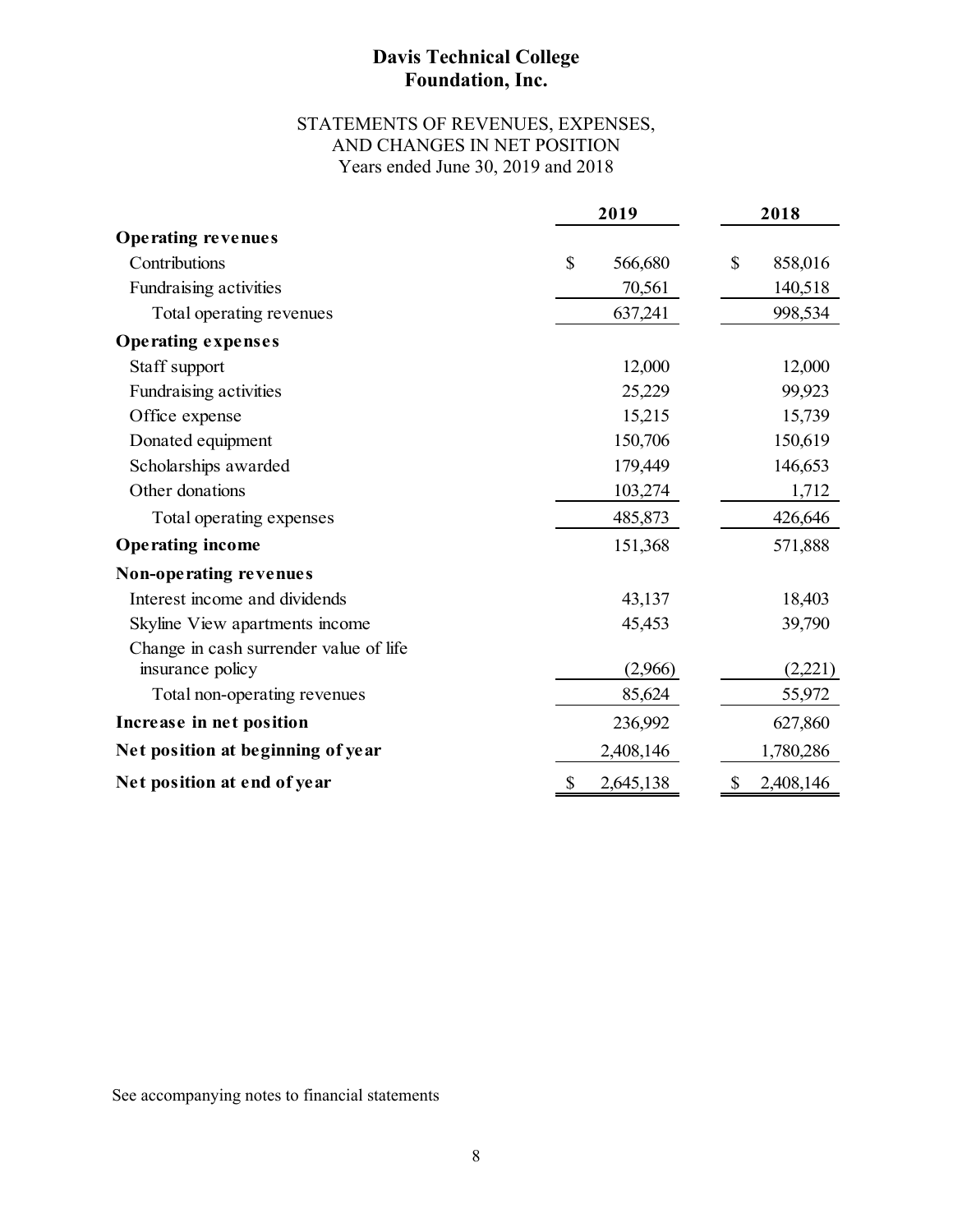# Davis Technical College Foundation, Inc.

## STATEMENTS OF REVENUES, EXPENSES, AND CHANGES IN NET POSITION

Years ended June 30, 2019 and 2018

| | 2019 | 2018 |
|---|---|---|
| **Operating revenues** | | |
| Contributions | $ 566,680 | $ 858,016 |
| Fundraising activities | 70,561 | 140,518 |
| Total operating revenues | 637,241 | 998,534 |
| **Operating expenses** | | |
| Staff support | 12,000 | 12,000 |
| Fundraising activities | 25,229 | 99,923 |
| Office expense | 15,215 | 15,739 |
| Donated equipment | 150,706 | 150,619 |
| Scholarships awarded | 179,449 | 146,653 |
| Other donations | 103,274 | 1,712 |
| Total operating expenses | 485,873 | 426,646 |
| **Operating income** | 151,368 | 571,888 |
| **Non-operating revenues** | | |
| Interest income and dividends | 43,137 | 18,403 |
| Skyline View apartments income | 45,453 | 39,790 |
| Change in cash surrender value of life insurance policy | (2,966) | (2,221) |
| Total non-operating revenues | 85,624 | 55,972 |
| **Increase in net position** | 236,992 | 627,860 |
| **Net position at beginning of year** | 2,408,146 | 1,780,286 |
| **Net position at end of year** | $ 2,645,138 | $ 2,408,146 |

See accompanying notes to financial statements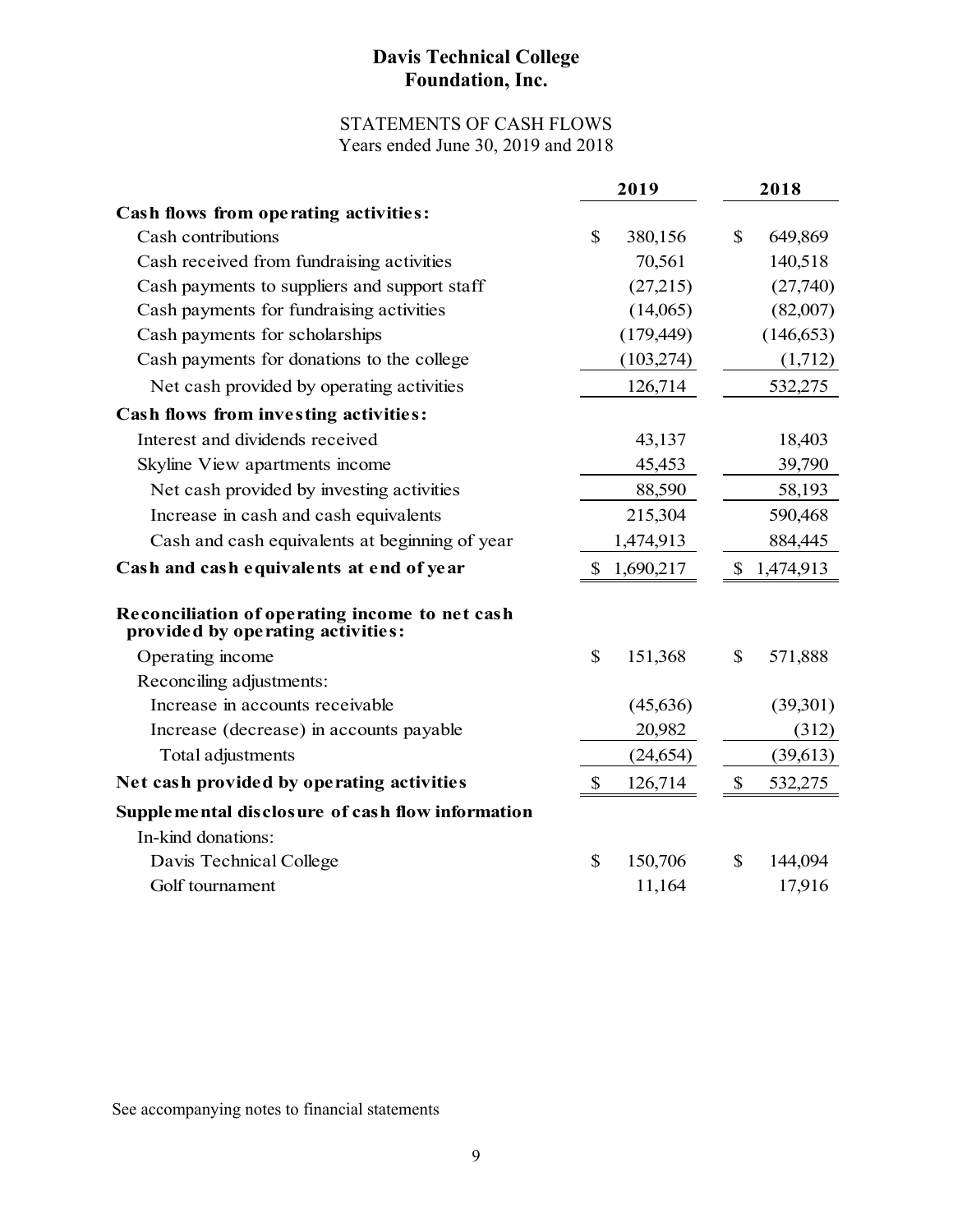# Davis Technical College Foundation, Inc.

## STATEMENTS OF CASH FLOWS
Years ended June 30, 2019 and 2018

| | 2019 | 2018 |
|---|---|---|
| **Cash flows from operating activities:** | | |
| Cash contributions | $ 380,156 | $ 649,869 |
| Cash received from fundraising activities | 70,561 | 140,518 |
| Cash payments to suppliers and support staff | (27,215) | (27,740) |
| Cash payments for fundraising activities | (14,065) | (82,007) |
| Cash payments for scholarships | (179,449) | (146,653) |
| Cash payments for donations to the college | (103,274) | (1,712) |
| Net cash provided by operating activities | 126,714 | 532,275 |
| **Cash flows from investing activities:** | | |
| Interest and dividends received | 43,137 | 18,403 |
| Skyline View apartments income | 45,453 | 39,790 |
| Net cash provided by investing activities | 88,590 | 58,193 |
| Increase in cash and cash equivalents | 215,304 | 590,468 |
| Cash and cash equivalents at beginning of year | 1,474,913 | 884,445 |
| **Cash and cash equivalents at end of year** | $ 1,690,217 | $ 1,474,913 |
| **Reconciliation of operating income to net cash provided by operating activities:** | | |
| Operating income | $ 151,368 | $ 571,888 |
| Reconciling adjustments: | | |
| Increase in accounts receivable | (45,636) | (39,301) |
| Increase (decrease) in accounts payable | 20,982 | (312) |
| Total adjustments | (24,654) | (39,613) |
| **Net cash provided by operating activities** | $ 126,714 | $ 532,275 |
| **Supplemental disclosure of cash flow information** | | |
| In-kind donations: | | |
| Davis Technical College | $ 150,706 | $ 144,094 |
| Golf tournament | 11,164 | 17,916 |

See accompanying notes to financial statements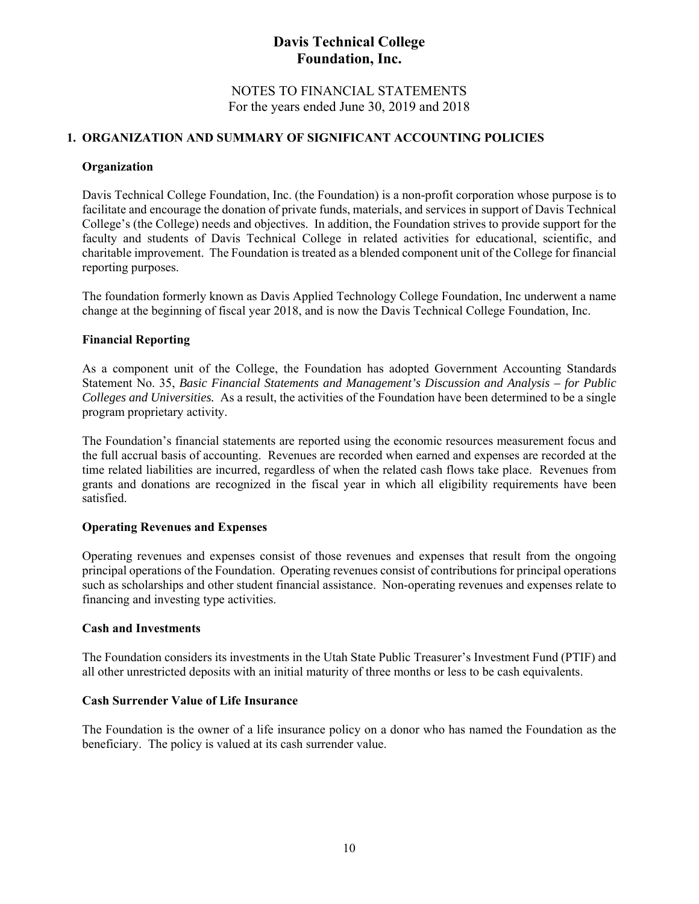# Davis Technical College Foundation, Inc.

NOTES TO FINANCIAL STATEMENTS
For the years ended June 30, 2019 and 2018

## 1. ORGANIZATION AND SUMMARY OF SIGNIFICANT ACCOUNTING POLICIES

### Organization

Davis Technical College Foundation, Inc. (the Foundation) is a non-profit corporation whose purpose is to facilitate and encourage the donation of private funds, materials, and services in support of Davis Technical College's (the College) needs and objectives. In addition, the Foundation strives to provide support for the faculty and students of Davis Technical College in related activities for educational, scientific, and charitable improvement. The Foundation is treated as a blended component unit of the College for financial reporting purposes.

The foundation formerly known as Davis Applied Technology College Foundation, Inc underwent a name change at the beginning of fiscal year 2018, and is now the Davis Technical College Foundation, Inc.

### Financial Reporting

As a component unit of the College, the Foundation has adopted Government Accounting Standards Statement No. 35, *Basic Financial Statements and Management's Discussion and Analysis – for Public Colleges and Universities.* As a result, the activities of the Foundation have been determined to be a single program proprietary activity.

The Foundation's financial statements are reported using the economic resources measurement focus and the full accrual basis of accounting. Revenues are recorded when earned and expenses are recorded at the time related liabilities are incurred, regardless of when the related cash flows take place. Revenues from grants and donations are recognized in the fiscal year in which all eligibility requirements have been satisfied.

### Operating Revenues and Expenses

Operating revenues and expenses consist of those revenues and expenses that result from the ongoing principal operations of the Foundation. Operating revenues consist of contributions for principal operations such as scholarships and other student financial assistance. Non-operating revenues and expenses relate to financing and investing type activities.

### Cash and Investments

The Foundation considers its investments in the Utah State Public Treasurer's Investment Fund (PTIF) and all other unrestricted deposits with an initial maturity of three months or less to be cash equivalents.

### Cash Surrender Value of Life Insurance

The Foundation is the owner of a life insurance policy on a donor who has named the Foundation as the beneficiary. The policy is valued at its cash surrender value.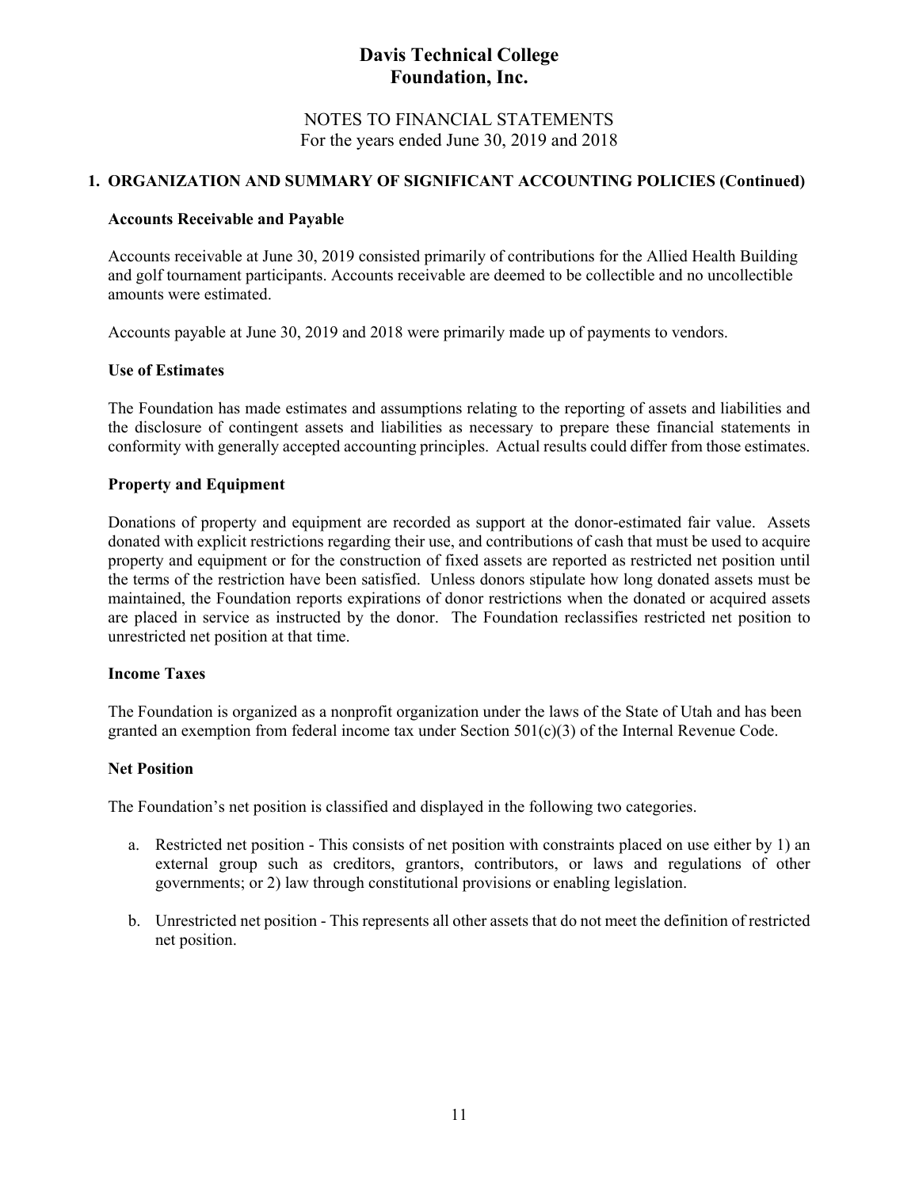# Davis Technical College Foundation, Inc.

NOTES TO FINANCIAL STATEMENTS
For the years ended June 30, 2019 and 2018

## 1. ORGANIZATION AND SUMMARY OF SIGNIFICANT ACCOUNTING POLICIES (Continued)

### Accounts Receivable and Payable

Accounts receivable at June 30, 2019 consisted primarily of contributions for the Allied Health Building and golf tournament participants. Accounts receivable are deemed to be collectible and no uncollectible amounts were estimated.

Accounts payable at June 30, 2019 and 2018 were primarily made up of payments to vendors.

### Use of Estimates

The Foundation has made estimates and assumptions relating to the reporting of assets and liabilities and the disclosure of contingent assets and liabilities as necessary to prepare these financial statements in conformity with generally accepted accounting principles. Actual results could differ from those estimates.

### Property and Equipment

Donations of property and equipment are recorded as support at the donor-estimated fair value. Assets donated with explicit restrictions regarding their use, and contributions of cash that must be used to acquire property and equipment or for the construction of fixed assets are reported as restricted net position until the terms of the restriction have been satisfied. Unless donors stipulate how long donated assets must be maintained, the Foundation reports expirations of donor restrictions when the donated or acquired assets are placed in service as instructed by the donor. The Foundation reclassifies restricted net position to unrestricted net position at that time.

### Income Taxes

The Foundation is organized as a nonprofit organization under the laws of the State of Utah and has been granted an exemption from federal income tax under Section 501(c)(3) of the Internal Revenue Code.

### Net Position

The Foundation's net position is classified and displayed in the following two categories.

a. Restricted net position - This consists of net position with constraints placed on use either by 1) an external group such as creditors, grantors, contributors, or laws and regulations of other governments; or 2) law through constitutional provisions or enabling legislation.

b. Unrestricted net position - This represents all other assets that do not meet the definition of restricted net position.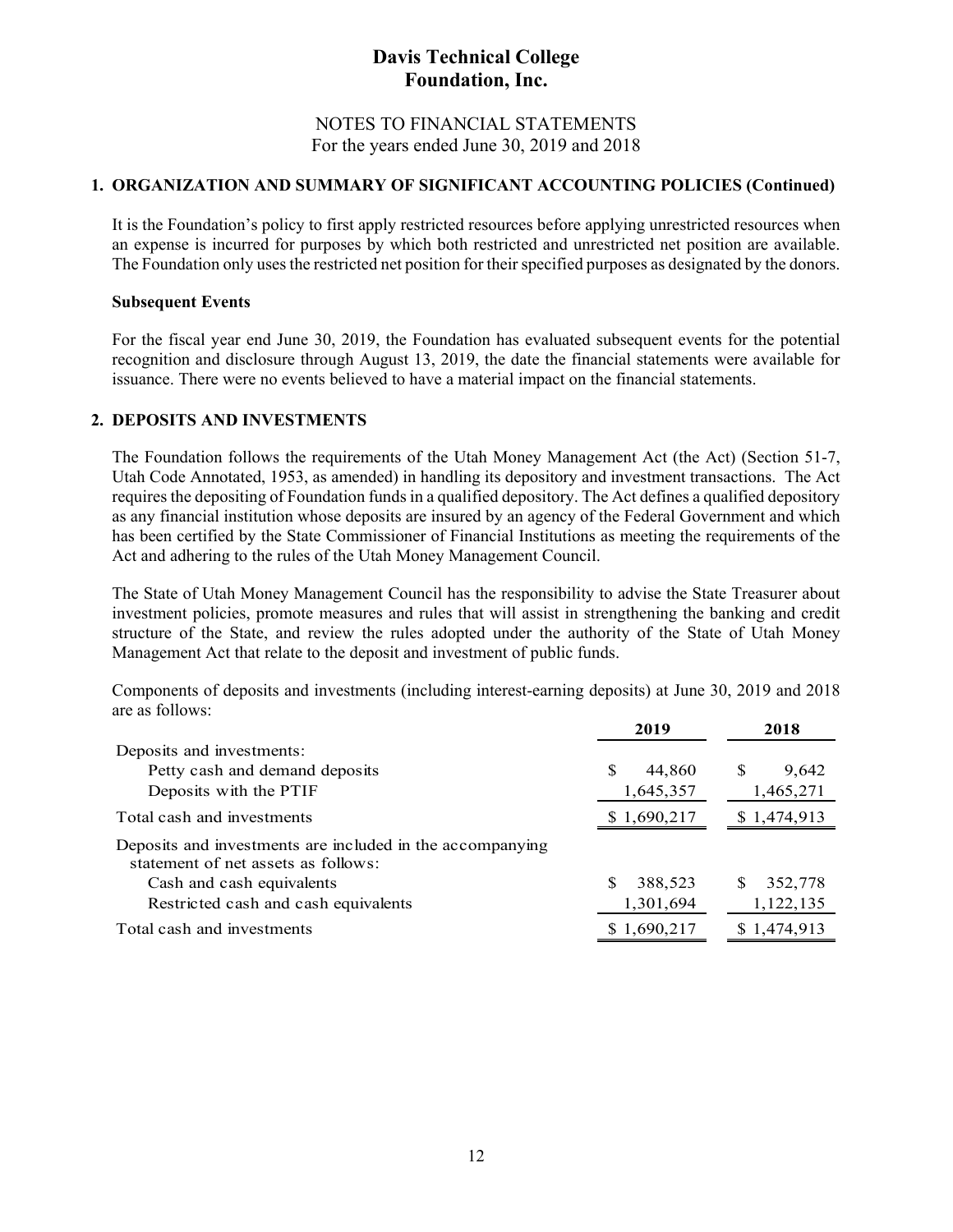# Davis Technical College Foundation, Inc.

NOTES TO FINANCIAL STATEMENTS
For the years ended June 30, 2019 and 2018

## 1. ORGANIZATION AND SUMMARY OF SIGNIFICANT ACCOUNTING POLICIES (Continued)

It is the Foundation's policy to first apply restricted resources before applying unrestricted resources when an expense is incurred for purposes by which both restricted and unrestricted net position are available. The Foundation only uses the restricted net position for their specified purposes as designated by the donors.

### Subsequent Events

For the fiscal year end June 30, 2019, the Foundation has evaluated subsequent events for the potential recognition and disclosure through August 13, 2019, the date the financial statements were available for issuance. There were no events believed to have a material impact on the financial statements.

## 2. DEPOSITS AND INVESTMENTS

The Foundation follows the requirements of the Utah Money Management Act (the Act) (Section 51-7, Utah Code Annotated, 1953, as amended) in handling its depository and investment transactions. The Act requires the depositing of Foundation funds in a qualified depository. The Act defines a qualified depository as any financial institution whose deposits are insured by an agency of the Federal Government and which has been certified by the State Commissioner of Financial Institutions as meeting the requirements of the Act and adhering to the rules of the Utah Money Management Council.

The State of Utah Money Management Council has the responsibility to advise the State Treasurer about investment policies, promote measures and rules that will assist in strengthening the banking and credit structure of the State, and review the rules adopted under the authority of the State of Utah Money Management Act that relate to the deposit and investment of public funds.

Components of deposits and investments (including interest-earning deposits) at June 30, 2019 and 2018 are as follows:

| | 2019 | 2018 |
|---|---|---|
| Deposits and investments: | | |
| Petty cash and demand deposits | $ 44,860 | $ 9,642 |
| Deposits with the PTIF | 1,645,357 | 1,465,271 |
| Total cash and investments | $ 1,690,217 | $ 1,474,913 |
| Deposits and investments are included in the accompanying statement of net assets as follows: | | |
| Cash and cash equivalents | $ 388,523 | $ 352,778 |
| Restricted cash and cash equivalents | 1,301,694 | 1,122,135 |
| Total cash and investments | $ 1,690,217 | $ 1,474,913 |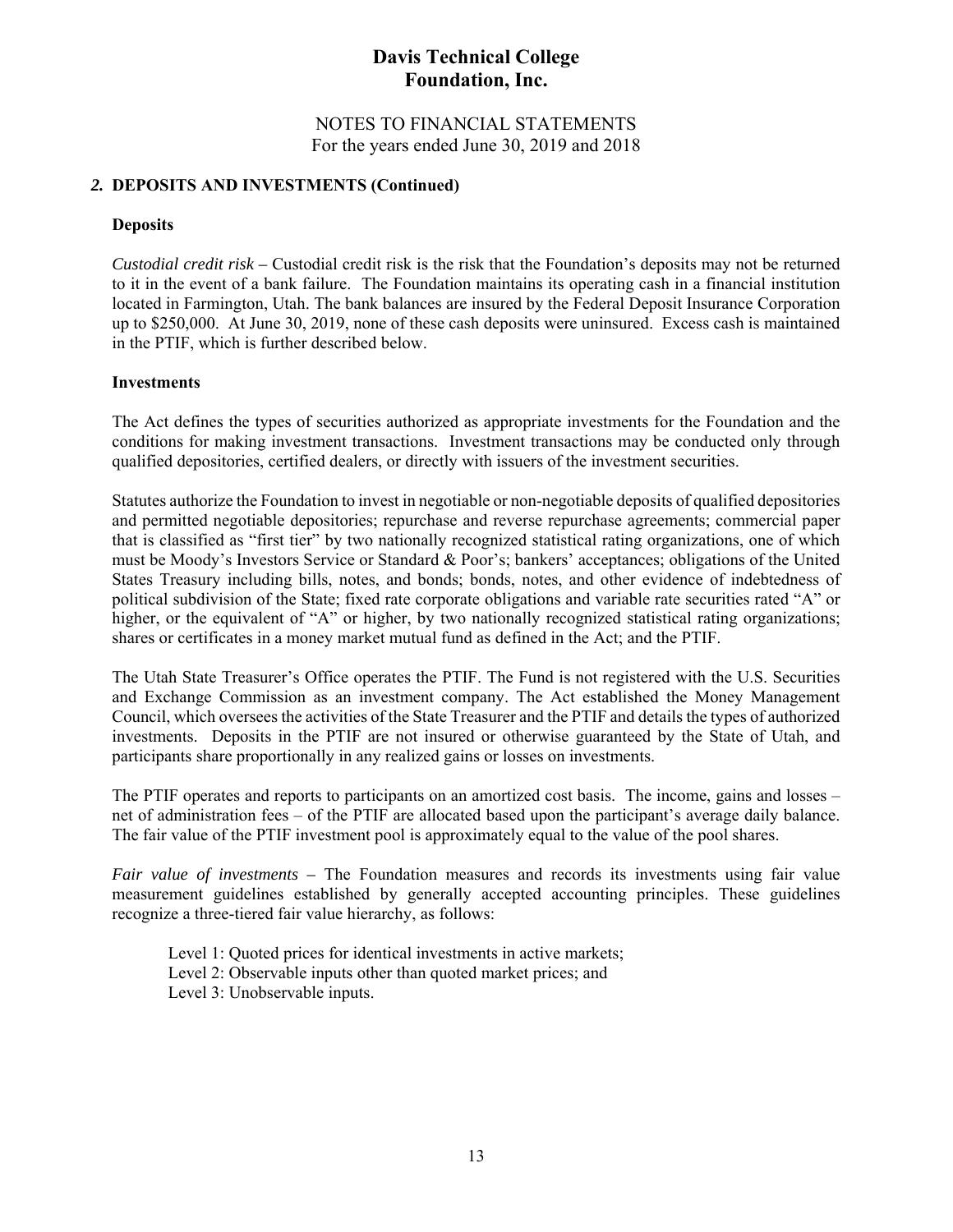## 2. DEPOSITS AND INVESTMENTS (Continued)

### Deposits

*Custodial credit risk* – Custodial credit risk is the risk that the Foundation's deposits may not be returned to it in the event of a bank failure. The Foundation maintains its operating cash in a financial institution located in Farmington, Utah. The bank balances are insured by the Federal Deposit Insurance Corporation up to $250,000. At June 30, 2019, none of these cash deposits were uninsured. Excess cash is maintained in the PTIF, which is further described below.

### Investments

The Act defines the types of securities authorized as appropriate investments for the Foundation and the conditions for making investment transactions. Investment transactions may be conducted only through qualified depositories, certified dealers, or directly with issuers of the investment securities.

Statutes authorize the Foundation to invest in negotiable or non-negotiable deposits of qualified depositories and permitted negotiable depositories; repurchase and reverse repurchase agreements; commercial paper that is classified as "first tier" by two nationally recognized statistical rating organizations, one of which must be Moody's Investors Service or Standard & Poor's; bankers' acceptances; obligations of the United States Treasury including bills, notes, and bonds; bonds, notes, and other evidence of indebtedness of political subdivision of the State; fixed rate corporate obligations and variable rate securities rated "A" or higher, or the equivalent of "A" or higher, by two nationally recognized statistical rating organizations; shares or certificates in a money market mutual fund as defined in the Act; and the PTIF.

The Utah State Treasurer's Office operates the PTIF. The Fund is not registered with the U.S. Securities and Exchange Commission as an investment company. The Act established the Money Management Council, which oversees the activities of the State Treasurer and the PTIF and details the types of authorized investments. Deposits in the PTIF are not insured or otherwise guaranteed by the State of Utah, and participants share proportionally in any realized gains or losses on investments.

The PTIF operates and reports to participants on an amortized cost basis. The income, gains and losses – net of administration fees – of the PTIF are allocated based upon the participant's average daily balance. The fair value of the PTIF investment pool is approximately equal to the value of the pool shares.

*Fair value of investments* – The Foundation measures and records its investments using fair value measurement guidelines established by generally accepted accounting principles. These guidelines recognize a three-tiered fair value hierarchy, as follows:

Level 1: Quoted prices for identical investments in active markets;
Level 2: Observable inputs other than quoted market prices; and
Level 3: Unobservable inputs.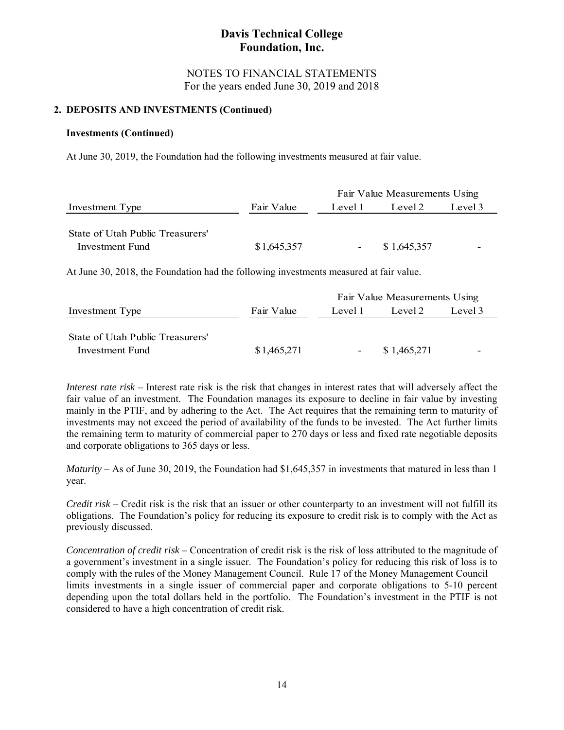# Davis Technical College Foundation, Inc.

NOTES TO FINANCIAL STATEMENTS
For the years ended June 30, 2019 and 2018

## 2. DEPOSITS AND INVESTMENTS (Continued)

### Investments (Continued)

At June 30, 2019, the Foundation had the following investments measured at fair value.

| Investment Type | Fair Value | Fair Value Measurements Using Level 1 | Level 2 | Level 3 |
|---|---|---|---|---|
| State of Utah Public Treasurers' Investment Fund | $1,645,357 | - | $ 1,645,357 | - |

At June 30, 2018, the Foundation had the following investments measured at fair value.

| Investment Type | Fair Value | Fair Value Measurements Using Level 1 | Level 2 | Level 3 |
|---|---|---|---|---|
| State of Utah Public Treasurers' Investment Fund | $1,465,271 | - | $ 1,465,271 | - |

*Interest rate risk* – Interest rate risk is the risk that changes in interest rates that will adversely affect the fair value of an investment. The Foundation manages its exposure to decline in fair value by investing mainly in the PTIF, and by adhering to the Act. The Act requires that the remaining term to maturity of investments may not exceed the period of availability of the funds to be invested. The Act further limits the remaining term to maturity of commercial paper to 270 days or less and fixed rate negotiable deposits and corporate obligations to 365 days or less.

*Maturity* – As of June 30, 2019, the Foundation had $1,645,357 in investments that matured in less than 1 year.

*Credit risk* – Credit risk is the risk that an issuer or other counterparty to an investment will not fulfill its obligations. The Foundation's policy for reducing its exposure to credit risk is to comply with the Act as previously discussed.

*Concentration of credit risk* – Concentration of credit risk is the risk of loss attributed to the magnitude of a government's investment in a single issuer. The Foundation's policy for reducing this risk of loss is to comply with the rules of the Money Management Council. Rule 17 of the Money Management Council limits investments in a single issuer of commercial paper and corporate obligations to 5-10 percent depending upon the total dollars held in the portfolio. The Foundation's investment in the PTIF is not considered to have a high concentration of credit risk.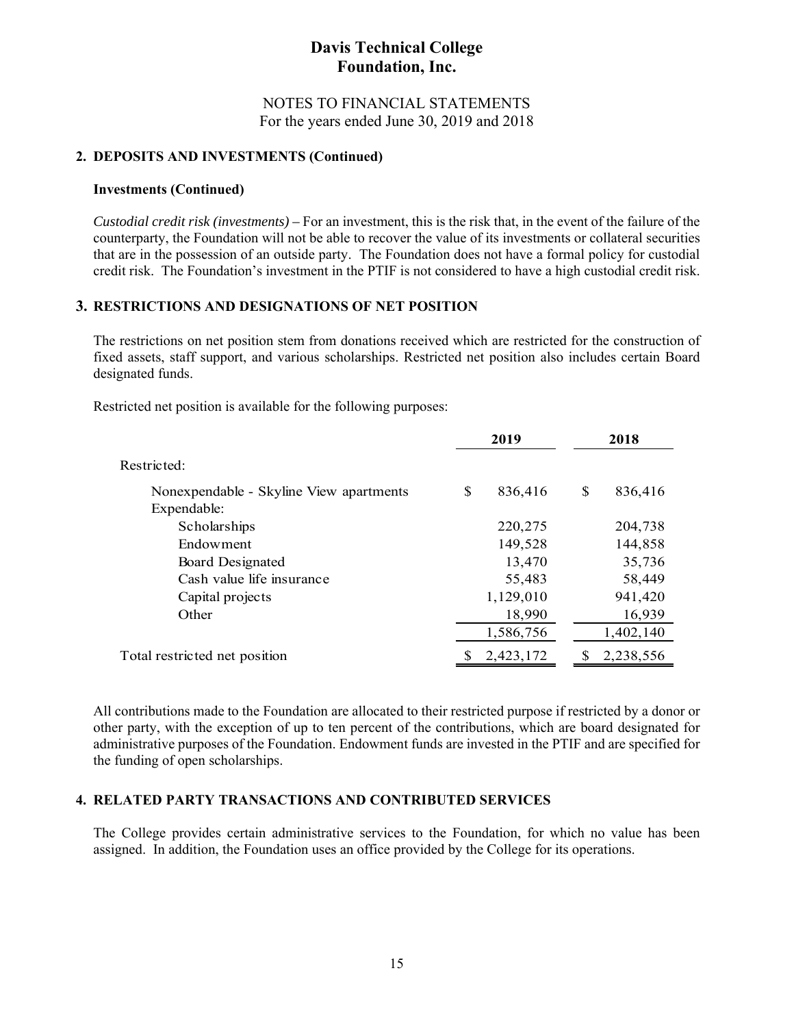# Davis Technical College Foundation, Inc.

NOTES TO FINANCIAL STATEMENTS
For the years ended June 30, 2019 and 2018

## 2. DEPOSITS AND INVESTMENTS (Continued)

### Investments (Continued)

*Custodial credit risk (investments)* – For an investment, this is the risk that, in the event of the failure of the counterparty, the Foundation will not be able to recover the value of its investments or collateral securities that are in the possession of an outside party. The Foundation does not have a formal policy for custodial credit risk. The Foundation's investment in the PTIF is not considered to have a high custodial credit risk.

## 3. RESTRICTIONS AND DESIGNATIONS OF NET POSITION

The restrictions on net position stem from donations received which are restricted for the construction of fixed assets, staff support, and various scholarships. Restricted net position also includes certain Board designated funds.

Restricted net position is available for the following purposes:

| | 2019 | 2018 |
|---|---|---|
| Restricted: | | |
| Nonexpendable - Skyline View apartments | $ 836,416 | $ 836,416 |
| Expendable: | | |
| Scholarships | 220,275 | 204,738 |
| Endowment | 149,528 | 144,858 |
| Board Designated | 13,470 | 35,736 |
| Cash value life insurance | 55,483 | 58,449 |
| Capital projects | 1,129,010 | 941,420 |
| Other | 18,990 | 16,939 |
| | 1,586,756 | 1,402,140 |
| Total restricted net position | $ 2,423,172 | $ 2,238,556 |

All contributions made to the Foundation are allocated to their restricted purpose if restricted by a donor or other party, with the exception of up to ten percent of the contributions, which are board designated for administrative purposes of the Foundation. Endowment funds are invested in the PTIF and are specified for the funding of open scholarships.

## 4. RELATED PARTY TRANSACTIONS AND CONTRIBUTED SERVICES

The College provides certain administrative services to the Foundation, for which no value has been assigned. In addition, the Foundation uses an office provided by the College for its operations.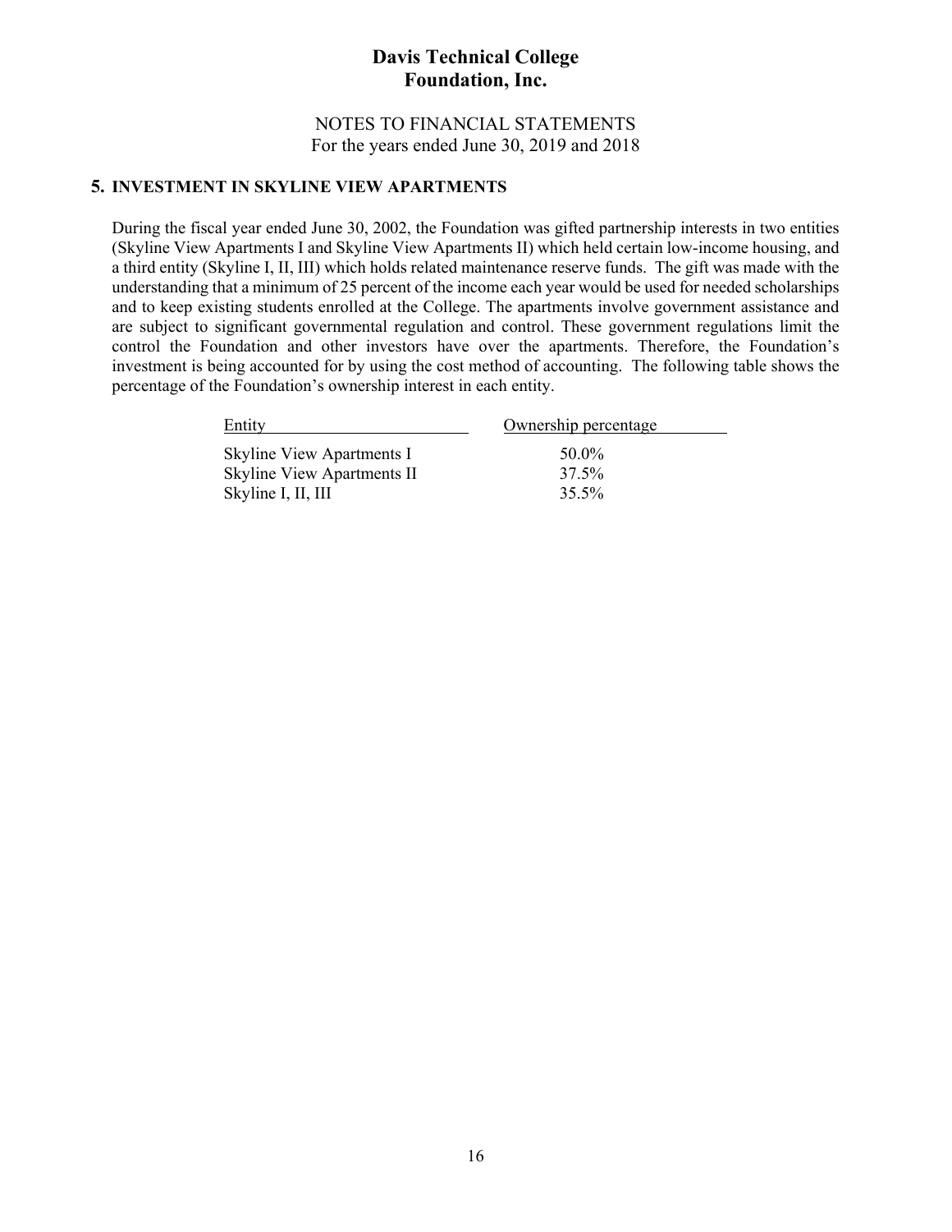## 5. INVESTMENT IN SKYLINE VIEW APARTMENTS

During the fiscal year ended June 30, 2002, the Foundation was gifted partnership interests in two entities (Skyline View Apartments I and Skyline View Apartments II) which held certain low-income housing, and a third entity (Skyline I, II, III) which holds related maintenance reserve funds. The gift was made with the understanding that a minimum of 25 percent of the income each year would be used for needed scholarships and to keep existing students enrolled at the College. The apartments involve government assistance and are subject to significant governmental regulation and control. These government regulations limit the control the Foundation and other investors have over the apartments. Therefore, the Foundation's investment is being accounted for by using the cost method of accounting. The following table shows the percentage of the Foundation's ownership interest in each entity.

| Entity | Ownership percentage |
|---|---|
| Skyline View Apartments I | 50.0% |
| Skyline View Apartments II | 37.5% |
| Skyline I, II, III | 35.5% |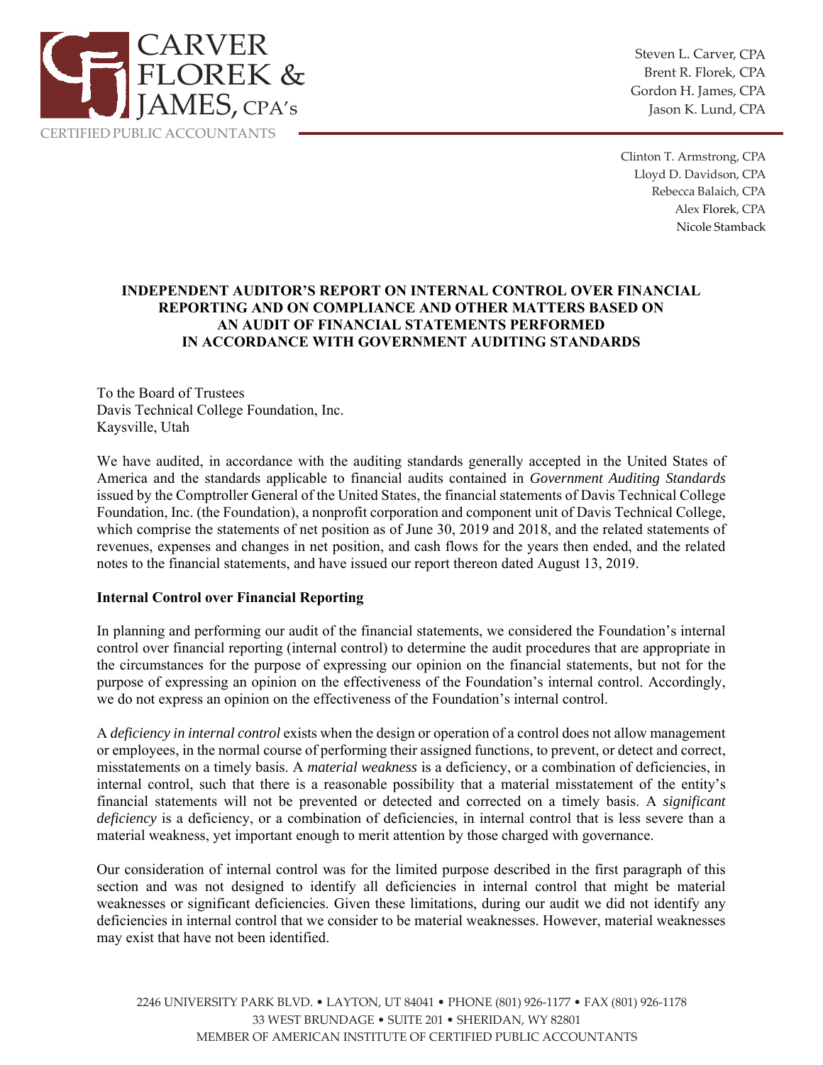CARVER FLOREK & JAMES, CPA's

CERTIFIED PUBLIC ACCOUNTANTS

Steven L. Carver, CPA
Brent R. Florek, CPA
Gordon H. James, CPA
Jason K. Lund, CPA

Clinton T. Armstrong, CPA
Lloyd D. Davidson, CPA
Rebecca Balaich, CPA
Alex Florek, CPA
Nicole Stamback

## INDEPENDENT AUDITOR'S REPORT ON INTERNAL CONTROL OVER FINANCIAL REPORTING AND ON COMPLIANCE AND OTHER MATTERS BASED ON AN AUDIT OF FINANCIAL STATEMENTS PERFORMED IN ACCORDANCE WITH GOVERNMENT AUDITING STANDARDS

To the Board of Trustees
Davis Technical College Foundation, Inc.
Kaysville, Utah

We have audited, in accordance with the auditing standards generally accepted in the United States of America and the standards applicable to financial audits contained in *Government Auditing Standards* issued by the Comptroller General of the United States, the financial statements of Davis Technical College Foundation, Inc. (the Foundation), a nonprofit corporation and component unit of Davis Technical College, which comprise the statements of net position as of June 30, 2019 and 2018, and the related statements of revenues, expenses and changes in net position, and cash flows for the years then ended, and the related notes to the financial statements, and have issued our report thereon dated August 13, 2019.

**Internal Control over Financial Reporting**

In planning and performing our audit of the financial statements, we considered the Foundation's internal control over financial reporting (internal control) to determine the audit procedures that are appropriate in the circumstances for the purpose of expressing our opinion on the financial statements, but not for the purpose of expressing an opinion on the effectiveness of the Foundation's internal control. Accordingly, we do not express an opinion on the effectiveness of the Foundation's internal control.

A *deficiency in internal control* exists when the design or operation of a control does not allow management or employees, in the normal course of performing their assigned functions, to prevent, or detect and correct, misstatements on a timely basis. A *material weakness* is a deficiency, or a combination of deficiencies, in internal control, such that there is a reasonable possibility that a material misstatement of the entity's financial statements will not be prevented or detected and corrected on a timely basis. A *significant deficiency* is a deficiency, or a combination of deficiencies, in internal control that is less severe than a material weakness, yet important enough to merit attention by those charged with governance.

Our consideration of internal control was for the limited purpose described in the first paragraph of this section and was not designed to identify all deficiencies in internal control that might be material weaknesses or significant deficiencies. Given these limitations, during our audit we did not identify any deficiencies in internal control that we consider to be material weaknesses. However, material weaknesses may exist that have not been identified.

2246 UNIVERSITY PARK BLVD. • LAYTON, UT 84041 • PHONE (801) 926-1177 • FAX (801) 926-1178
33 WEST BRUNDAGE • SUITE 201 • SHERIDAN, WY 82801
MEMBER OF AMERICAN INSTITUTE OF CERTIFIED PUBLIC ACCOUNTANTS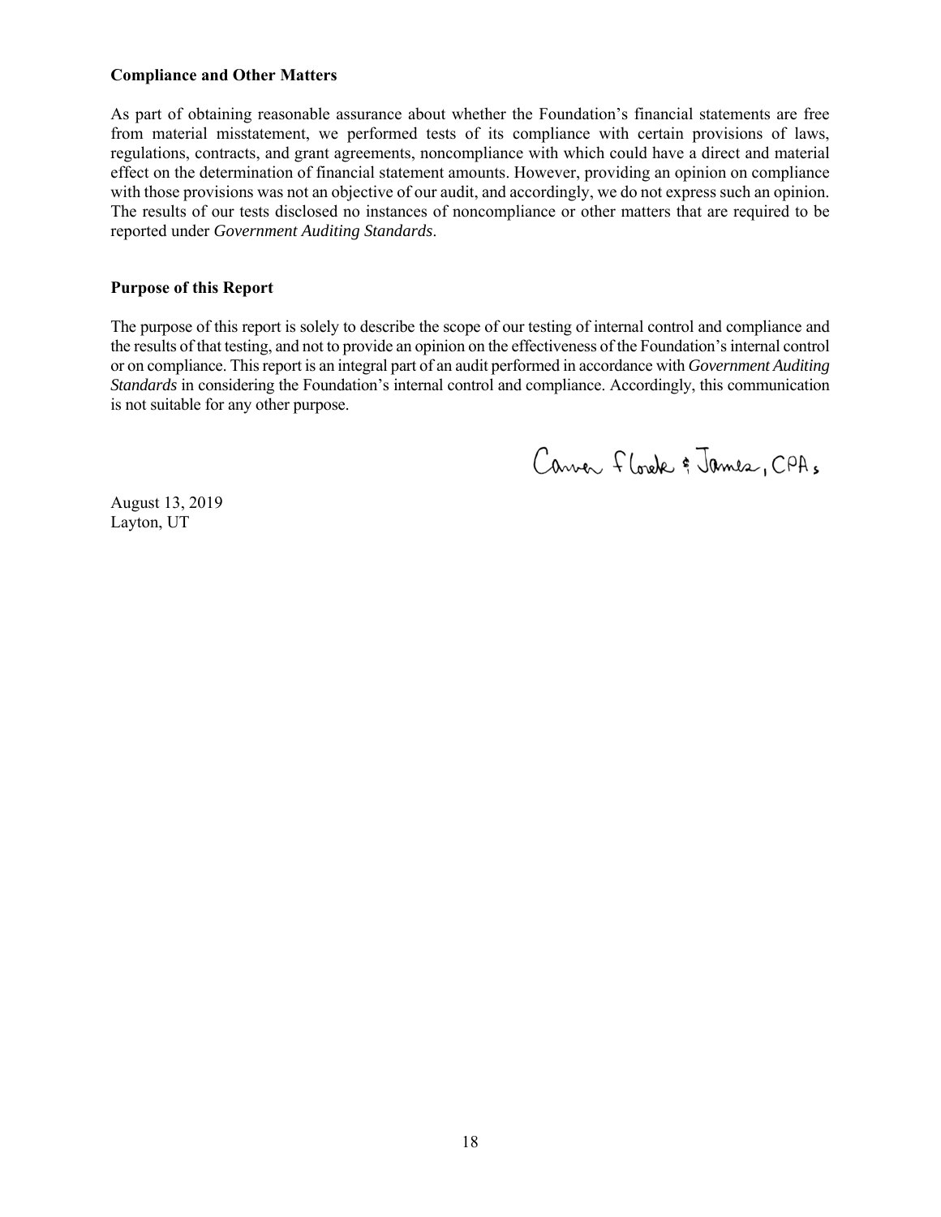**Compliance and Other Matters**

As part of obtaining reasonable assurance about whether the Foundation's financial statements are free from material misstatement, we performed tests of its compliance with certain provisions of laws, regulations, contracts, and grant agreements, noncompliance with which could have a direct and material effect on the determination of financial statement amounts. However, providing an opinion on compliance with those provisions was not an objective of our audit, and accordingly, we do not express such an opinion. The results of our tests disclosed no instances of noncompliance or other matters that are required to be reported under *Government Auditing Standards*.

**Purpose of this Report**

The purpose of this report is solely to describe the scope of our testing of internal control and compliance and the results of that testing, and not to provide an opinion on the effectiveness of the Foundation's internal control or on compliance. This report is an integral part of an audit performed in accordance with *Government Auditing Standards* in considering the Foundation's internal control and compliance. Accordingly, this communication is not suitable for any other purpose.

Carver Florek & James, CPAs

August 13, 2019
Layton, UT